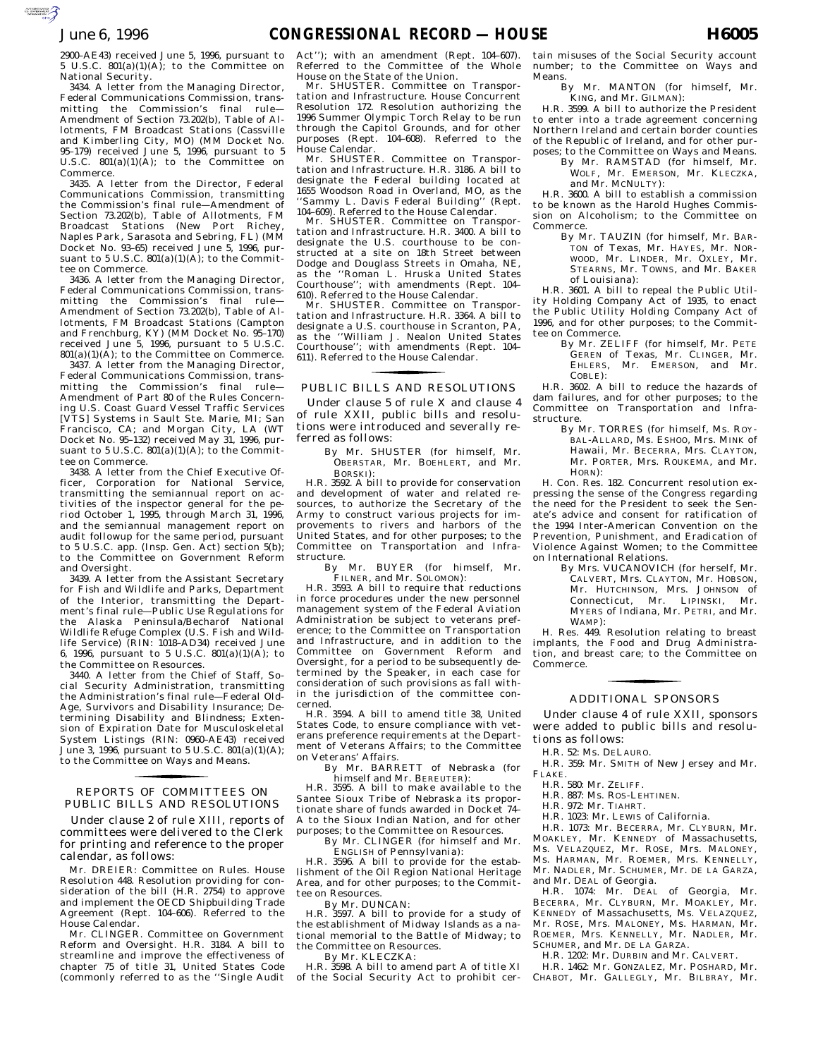2900–AE43) received June 5, 1996, pursuant to 5 U.S.C. 801(a)(1)(A); to the Committee on National Security.

3434. A letter from the Managing Director, Federal Communications Commission, transmitting the Commission's final rule—Amendment of Section 73.202(b), Table of Allotments, FM Broadcast Stations (Cassville and Kimberling City, MO) (MM Docket No. 95–179) received June 5, 1996, pursuant to 5 U.S.C. 801(a)(1)(A); to the Committee on Commerce.

3435. A letter from the Director, Federal Communications Commission, transmitting the Commission's final rule—Amendment of Section 73.202(b), Table of Allotments, FM Broadcast Stations (New Port Richey, Naples Park, Sarasota and Sebring, FL) (MM Docket No. 93–65) received June 5, 1996, pursuant to 5 U.S.C. 801(a)(1)(A); to the Committee on Commerce.

3436. A letter from the Managing Director, Federal Communications Commission, transmitting the Commission's final rule—Amendment of Section 73.202(b), Table of Allotments, FM Broadcast Stations (Campton and Frenchburg, KY) (MM Docket No. 95–170) received June 5, 1996, pursuant to 5 U.S.C. 801(a)(1)(A); to the Committee on Commerce.

3437. A letter from the Managing Director, Federal Communications Commission, transmitting the Commission's final rule—Amendment of Part 80 of the Rules Concerning U.S. Coast Guard Vessel Traffic Services [VTS] Systems in Sault Ste. Marie, MI; San Francisco, CA; and Morgan City, LA (WT Docket No. 95–132) received May 31, 1996, pursuant to 5 U.S.C. 801(a)(1)(A); to the Committee on Commerce.

3438. A letter from the Chief Executive Officer, Corporation for National Service, transmitting the semiannual report on activities of the inspector general for the period October 1, 1995, through March 31, 1996, and the semiannual management report on audit followup for the same period, pursuant to 5 U.S.C. app. (Insp. Gen. Act) section 5(b); to the Committee on Government Reform and Oversight.

3439. A letter from the Assistant Secretary for Fish and Wildlife and Parks, Department of the Interior, transmitting the Department's final rule—Public Use Regulations for the Alaska Peninsula/Becharof National Wildlife Refuge Complex (U.S. Fish and Wildlife Service) (RIN: 1018–AD34) received June 6, 1996, pursuant to 5 U.S.C. 801(a)(1)(A); to the Committee on Resources.

3440. A letter from the Chief of Staff, Social Security Administration, transmitting the Administration's final rule—Federal Old-Age, Survivors and Disability Insurance; Determining Disability and Blindness; Extension of Expiration Date for Musculoskeletal System Listings (RIN: 0960–AE43) received June 3, 1996, pursuant to 5 U.S.C. 801(a)(1)(A); to the Committee on Ways and Means.

## REPORTS OF COMMITTEES ON PUBLIC BILLS AND RESOLUTIONS

Under clause 2 of rule XIII, reports of committees were delivered to the Clerk for printing and reference to the proper calendar, as follows:

Mr. DREIER: Committee on Rules. House Resolution 448. Resolution providing for consideration of the bill (H.R. 2754) to approve and implement the OECD Shipbuilding Trade Agreement (Rept. 104–606). Referred to the House Calendar.

Mr. CLINGER. Committee on Government Reform and Oversight. H.R. 3184. A bill to streamline and improve the effectiveness of chapter 75 of title 31, United States Code (commonly referred to as the "Single Audit Act"); with an amendment (Rept. 104–607). Referred to the Committee of the Whole House on the State of the Union.

Mr. SHUSTER. Committee on Transportation and Infrastructure. House Concurrent Resolution 172. Resolution authorizing the 1996 Summer Olympic Torch Relay to be run through the Capitol Grounds, and for other purposes (Rept. 104–608). Referred to the House Calendar.

Mr. SHUSTER. Committee on Transportation and Infrastructure. H.R. 3186. A bill to designate the Federal building located at 1655 Woodson Road in Overland, MO, as the "Sammy L. Davis Federal Building" (Rept. 104–609). Referred to the House Calendar.

Mr. SHUSTER. Committee on Transportation and Infrastructure. H.R. 3400. A bill to designate the U.S. courthouse to be constructed at a site on 18th Street between Dodge and Douglass Streets in Omaha, NE, as the "Roman L. Hruska United States Courthouse"; with amendments (Rept. 104–610). Referred to the House Calendar.

Mr. SHUSTER. Committee on Transportation and Infrastructure. H.R. 3364. A bill to designate a U.S. courthouse in Scranton, PA, as the "William J. Nealon United States Courthouse"; with amendments (Rept. 104–611). Referred to the House Calendar.

## PUBLIC BILLS AND RESOLUTIONS

Under clause 5 of rule X and clause 4 of rule XXII, public bills and resolutions were introduced and severally referred as follows:

By Mr. SHUSTER (for himself, Mr. OBERSTAR, Mr. BOEHLERT, and Mr. BORSKI):

H.R. 3592. A bill to provide for conservation and development of water and related resources, to authorize the Secretary of the Army to construct various projects for improvements to rivers and harbors of the United States, and for other purposes; to the Committee on Transportation and Infrastructure.

By Mr. BUYER (for himself, Mr. FILNER, and Mr. SOLOMON):

H.R. 3593. A bill to require that reductions in force procedures under the new personnel management system of the Federal Aviation Administration be subject to veterans preference; to the Committee on Transportation and Infrastructure, and in addition to the Committee on Government Reform and Oversight, for a period to be subsequently determined by the Speaker, in each case for consideration of such provisions as fall within the jurisdiction of the committee concerned.

H.R. 3594. A bill to amend title 38, United States Code, to ensure compliance with veterans preference requirements at the Department of Veterans Affairs; to the Committee on Veterans' Affairs.

By Mr. BARRETT of Nebraska (for himself and Mr. BEREUTER):

H.R. 3595. A bill to make available to the Santee Sioux Tribe of Nebraska its proportionate share of funds awarded in Docket 74–A to the Sioux Indian Nation, and for other purposes; to the Committee on Resources.

By Mr. CLINGER (for himself and Mr. ENGLISH of Pennsylvania):

H.R. 3596. A bill to provide for the establishment of the Oil Region National Heritage Area, and for other purposes; to the Committee on Resources.

By Mr. DUNCAN:

H.R. 3597. A bill to provide for a study of the establishment of Midway Islands as a national memorial to the Battle of Midway; to the Committee on Resources.

By Mr. KLECZKA:

H.R. 3598. A bill to amend part A of title XI of the Social Security Act to prohibit certain misuses of the Social Security account number; to the Committee on Ways and Means.

By Mr. MANTON (for himself, Mr. KING, and Mr. GILMAN):

H.R. 3599. A bill to authorize the President to enter into a trade agreement concerning Northern Ireland and certain border counties of the Republic of Ireland, and for other purposes; to the Committee on Ways and Means.

By Mr. RAMSTAD (for himself, Mr. WOLF, Mr. EMERSON, Mr. KLECZKA, and Mr. MCNULTY):

H.R. 3600. A bill to establish a commission to be known as the Harold Hughes Commission on Alcoholism; to the Committee on Commerce.

By Mr. TAUZIN (for himself, Mr. BARTON of Texas, Mr. HAYES, Mr. NORWOOD, Mr. LINDER, Mr. OXLEY, Mr. STEARNS, Mr. TOWNS, and Mr. BAKER of Louisiana):

H.R. 3601. A bill to repeal the Public Utility Holding Company Act of 1935, to enact the Public Utility Holding Company Act of 1996, and for other purposes; to the Committee on Commerce.

By Mr. ZELIFF (for himself, Mr. PETE GEREN of Texas, Mr. CLINGER, Mr. EHLERS, Mr. EMERSON, and Mr. COBLE):

H.R. 3602. A bill to reduce the hazards of dam failures, and for other purposes; to the Committee on Transportation and Infrastructure.

By Mr. TORRES (for himself, Ms. ROYBAL-ALLARD, Ms. ESHOO, Mrs. MINK of Hawaii, Mr. BECERRA, Mrs. CLAYTON, Mr. PORTER, Mrs. ROUKEMA, and Mr. HORN):

H. Con. Res. 182. Concurrent resolution expressing the sense of the Congress regarding the need for the President to seek the Senate's advice and consent for ratification of the 1994 Inter-American Convention on the Prevention, Punishment, and Eradication of Violence Against Women; to the Committee on International Relations.

By Mrs. VUCANOVICH (for herself, Mr. CALVERT, Mrs. CLAYTON, Mr. HOBSON, Mr. HUTCHINSON, Mrs. JOHNSON of Connecticut, Mr. LIPINSKI, Mr. MYERS of Indiana, Mr. PETRI, and Mr. WAMP):

H. Res. 449. Resolution relating to breast implants, the Food and Drug Administration, and breast care; to the Committee on Commerce.

## ADDITIONAL SPONSORS

Under clause 4 of rule XXII, sponsors were added to public bills and resolutions as follows:

H.R. 52: Ms. DELAURO.

H.R. 359: Mr. SMITH of New Jersey and Mr. FLAKE.

H.R. 580: Mr. ZELIFF.

H.R. 887: Ms. ROS-LEHTINEN.

H.R. 972: Mr. TIAHRT.

H.R. 1023: Mr. LEWIS of California.

H.R. 1073: Mr. BECERRA, Mr. CLYBURN, Mr. MOAKLEY, Mr. KENNEDY of Massachusetts, Ms. VELAZQUEZ, Mr. ROSE, Mrs. MALONEY, Ms. HARMAN, Mr. ROEMER, Mrs. KENNELLY, Mr. NADLER, Mr. SCHUMER, Mr. DE LA GARZA, and Mr. DEAL of Georgia.

H.R. 1074: Mr. DEAL of Georgia, Mr. BECERRA, Mr. CLYBURN, Mr. MOAKLEY, Mr. KENNEDY of Massachusetts, Ms. VELAZQUEZ, Mr. ROSE, Mrs. MALONEY, Ms. HARMAN, Mr. ROEMER, Mrs. KENNELLY, Mr. NADLER, Mr. SCHUMER, and Mr. DE LA GARZA.

H.R. 1202: Mr. DURBIN and Mr. CALVERT.

H.R. 1462: Mr. GONZALEZ, Mr. POSHARD, Mr. CHABOT, Mr. GALLEGLY, Mr. BILBRAY, Mr.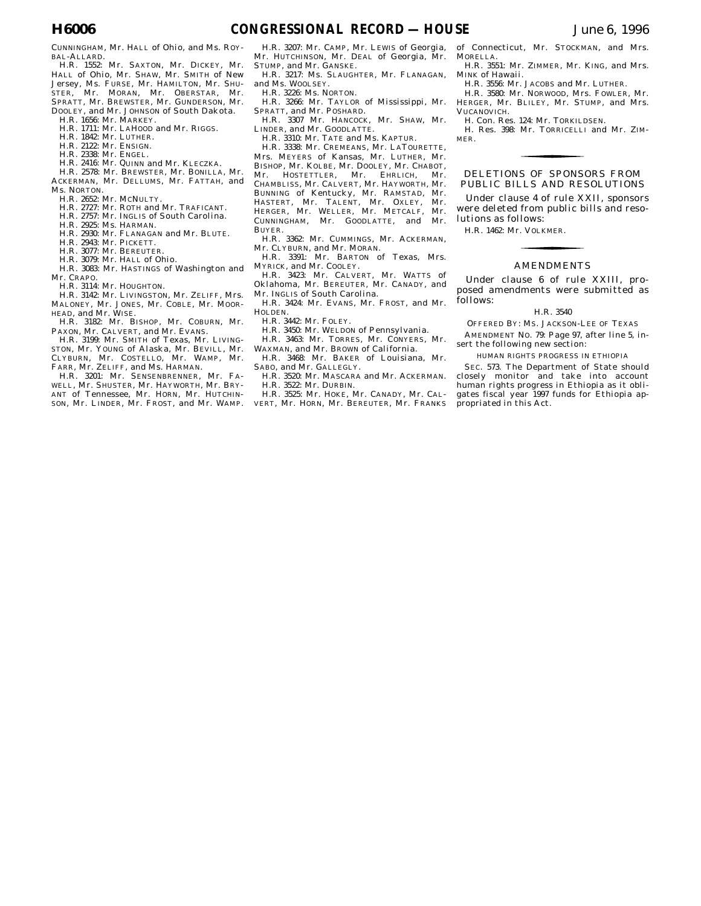CUNNINGHAM, Mr. HALL of Ohio, and Ms. ROYBAL-ALLARD.

H.R. 1552: Mr. SAXTON, Mr. DICKEY, Mr. HALL of Ohio, Mr. SHAW, Mr. SMITH of New Jersey, Ms. FURSE, Mr. HAMILTON, Mr. SHUSTER, Mr. MORAN, Mr. OBERSTAR, Mr. SPRATT, Mr. BREWSTER, Mr. GUNDERSON, Mr. DOOLEY, and Mr. JOHNSON of South Dakota.

H.R. 1656: Mr. MARKEY.

H.R. 1711: Mr. LAHOOD and Mr. RIGGS.

H.R. 1842: Mr. LUTHER.

H.R. 2122: Mr. ENSIGN.

H.R. 2338: Mr. ENGEL.

H.R. 2416: Mr. QUINN and Mr. KLECZKA.

H.R. 2578: Mr. BREWSTER, Mr. BONILLA, Mr. ACKERMAN, Mr. DELLUMS, Mr. FATTAH, and Ms. NORTON.

H.R. 2652: Mr. MCNULTY.

H.R. 2727: Mr. ROTH and Mr. TRAFICANT.

H.R. 2757: Mr. INGLIS of South Carolina.

H.R. 2925: Ms. HARMAN.

H.R. 2930: Mr. FLANAGAN and Mr. BLUTE.

H.R. 2943: Mr. PICKETT.

H.R. 3077: Mr. BEREUTER.

H.R. 3079: Mr. HALL of Ohio.

H.R. 3083: Mr. HASTINGS of Washington and Mr. CRAPO.

H.R. 3114: Mr. HOUGHTON.

H.R. 3142: Mr. LIVINGSTON, Mr. ZELIFF, Mrs. MALONEY, Mr. JONES, Mr. COBLE, Mr. MOORHEAD, and Mr. WISE.

H.R. 3182: Mr. BISHOP, Mr. COBURN, Mr. PAXON, Mr. CALVERT, and Mr. EVANS.

H.R. 3199: Mr. SMITH of Texas, Mr. LIVINGSTON, Mr. YOUNG of Alaska, Mr. BEVILL, Mr. CLYBURN, Mr. COSTELLO, Mr. WAMP, Mr. FARR, Mr. ZELIFF, and Ms. HARMAN.

H.R. 3201: Mr. SENSENBRENNER, Mr. FAWELL, Mr. SHUSTER, Mr. HAYWORTH, Mr. BRYANT of Tennessee, Mr. HORN, Mr. HUTCHINSON, Mr. LINDER, Mr. FROST, and Mr. WAMP.

H.R. 3207: Mr. CAMP, Mr. LEWIS of Georgia, Mr. HUTCHINSON, Mr. DEAL of Georgia, Mr. STUMP, and Mr. GANSKE.

H.R. 3217: Ms. SLAUGHTER, Mr. FLANAGAN, and Ms. WOOLSEY.

H.R. 3226: Ms. NORTON.

H.R. 3266: Mr. TAYLOR of Mississippi, Mr. SPRATT, and Mr. POSHARD.

H.R. 3307 Mr. HANCOCK, Mr. SHAW, Mr. LINDER, and Mr. GOODLATTE.

H.R. 3310: Mr. TATE and Ms. KAPTUR.

H.R. 3338: Mr. CREMEANS, Mr. LATOURETTE, Mrs. MEYERS of Kansas, Mr. LUTHER, Mr. BISHOP, Mr. KOLBE, Mr. DOOLEY, Mr. CHABOT, Mr. HOSTETTLER, Mr. EHRLICH, Mr. CHAMBLISS, Mr. CALVERT, Mr. HAYWORTH, Mr. BUNNING of Kentucky, Mr. RAMSTAD, Mr. HASTERT, Mr. TALENT, Mr. OXLEY, Mr. HERGER, Mr. WELLER, Mr. METCALF, Mr. CUNNINGHAM, Mr. GOODLATTE, and Mr. BUYER.

H.R. 3362: Mr. CUMMINGS, Mr. ACKERMAN, Mr. CLYBURN, and Mr. MORAN.

H.R. 3391: Mr. BARTON of Texas, Mrs. MYRICK, and Mr. COOLEY.

H.R. 3423: Mr. CALVERT, Mr. WATTS of Oklahoma, Mr. BEREUTER, Mr. CANADY, and Mr. INGLIS of South Carolina.

H.R. 3424: Mr. EVANS, Mr. FROST, and Mr. HOLDEN.

H.R. 3442: Mr. FOLEY.

H.R. 3450: Mr. WELDON of Pennsylvania.

H.R. 3463: Mr. TORRES, Mr. CONYERS, Mr. WAXMAN, and Mr. BROWN of California.

H.R. 3468: Mr. BAKER of Louisiana, Mr. SABO, and Mr. GALLEGLY.

H.R. 3520: Mr. MASCARA and Mr. ACKERMAN.

H.R. 3522: Mr. DURBIN.

H.R. 3525: Mr. HOKE, Mr. CANADY, Mr. CALVERT, Mr. HORN, Mr. BEREUTER, Mr. FRANKS of Connecticut, Mr. STOCKMAN, and Mrs. MORELLA.

H.R. 3551: Mr. ZIMMER, Mr. KING, and Mrs. MINK of Hawaii.

H.R. 3556: Mr. JACOBS and Mr. LUTHER.

H.R. 3580: Mr. NORWOOD, Mrs. FOWLER, Mr. HERGER, Mr. BLILEY, Mr. STUMP, and Mrs. VUCANOVICH.

H. Con. Res. 124: Mr. TORKILDSEN.

H. Res. 398: Mr. TORRICELLI and Mr. ZIMMER.

## DELETIONS OF SPONSORS FROM PUBLIC BILLS AND RESOLUTIONS

Under clause 4 of rule XXII, sponsors were deleted from public bills and resolutions as follows:

H.R. 1462: Mr. VOLKMER.

## AMENDMENTS

Under clause 6 of rule XXIII, proposed amendments were submitted as follows:

### H.R. 3540

OFFERED BY: MS. JACKSON-LEE OF TEXAS

AMENDMENT NO. 79: Page 97, after line 5, insert the following new section:

HUMAN RIGHTS PROGRESS IN ETHIOPIA

SEC. 573. The Department of State should closely monitor and take into account human rights progress in Ethiopia as it obligates fiscal year 1997 funds for Ethiopia appropriated in this Act.